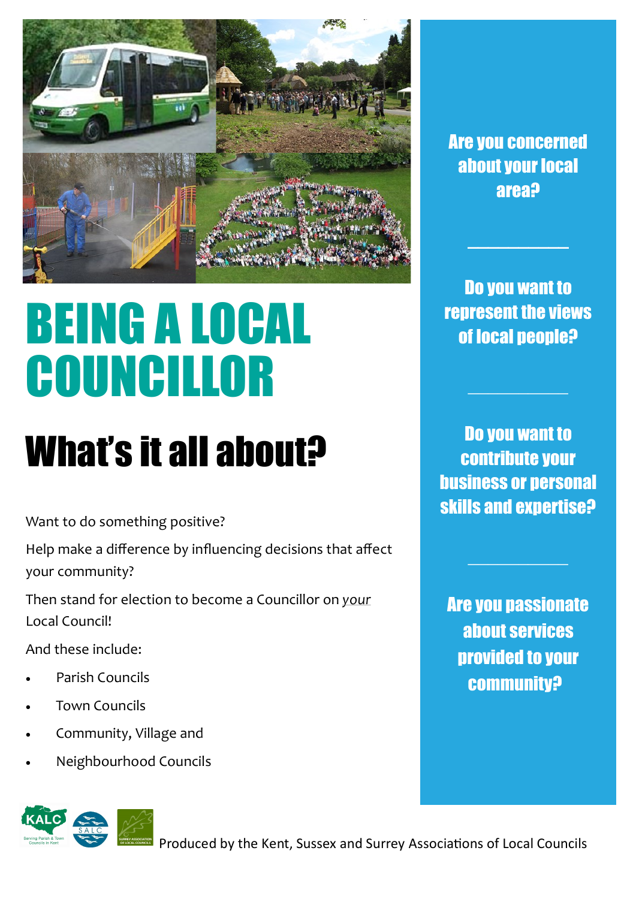# BEING A LOCAL COUNCILLOR

## What's it all about?

Want to do something positive?

Help make a difference by influencing decisions that affect your community?

Then stand for election to become a Councillor on *your* Local Council!

And these include:

- Parish Councils
- Town Councils
- Community, Village and
- Neighbourhood Councils

**Are you concerned about your local area?**

---

**Do you want to represent the views of local people?**

---

**Do you want to contribute your business or personal skills and expertise?**

---

**Are you passionate about services provided to your community?**

Produced by the Kent, Sussex and Surrey Associations of Local Councils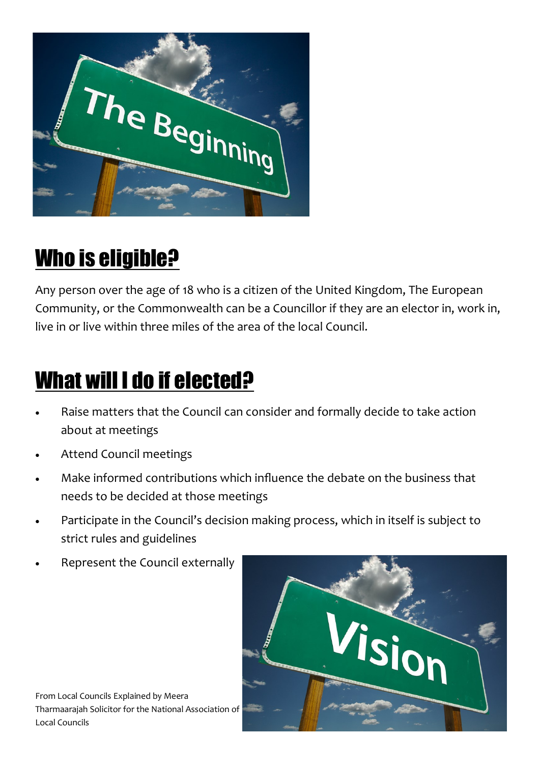## Who is eligible?

Any person over the age of 18 who is a citizen of the United Kingdom, The European Community, or the Commonwealth can be a Councillor if they are an elector in, work in, live in or live within three miles of the area of the local Council.

## What will I do if elected?

- Raise matters that the Council can consider and formally decide to take action about at meetings
- Attend Council meetings
- Make informed contributions which influence the debate on the business that needs to be decided at those meetings
- Participate in the Council's decision making process, which in itself is subject to strict rules and guidelines
- Represent the Council externally

From Local Councils Explained by Meera Tharmaarajah Solicitor for the National Association of Local Councils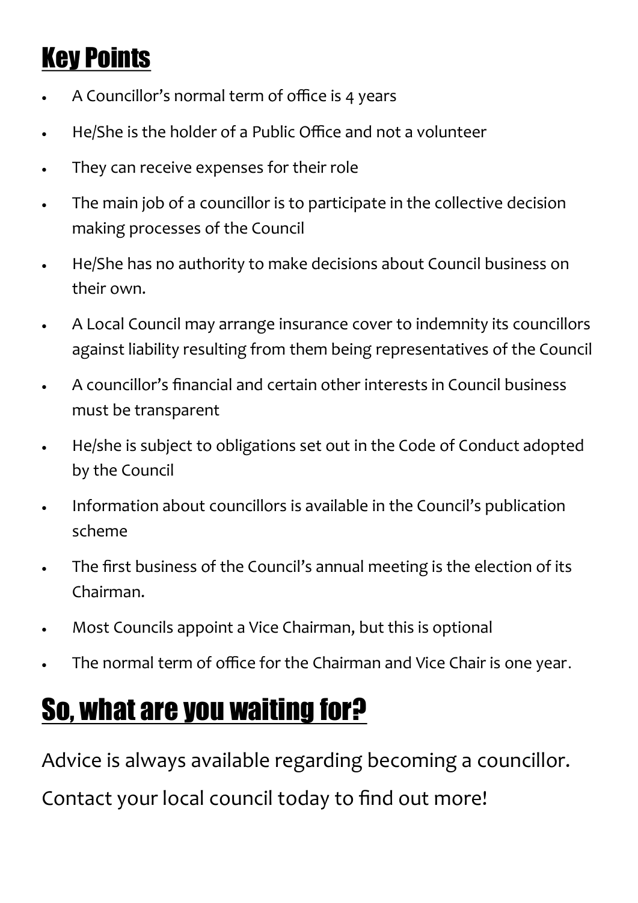## Key Points

- A Councillor's normal term of office is 4 years
- He/She is the holder of a Public Office and not a volunteer
- They can receive expenses for their role
- The main job of a councillor is to participate in the collective decision making processes of the Council
- He/She has no authority to make decisions about Council business on their own.
- A Local Council may arrange insurance cover to indemnity its councillors against liability resulting from them being representatives of the Council
- A councillor's financial and certain other interests in Council business must be transparent
- He/she is subject to obligations set out in the Code of Conduct adopted by the Council
- Information about councillors is available in the Council's publication scheme
- The first business of the Council's annual meeting is the election of its Chairman.
- Most Councils appoint a Vice Chairman, but this is optional
- The normal term of office for the Chairman and Vice Chair is one year.

## So, what are you waiting for?

Advice is always available regarding becoming a councillor.

Contact your local council today to find out more!